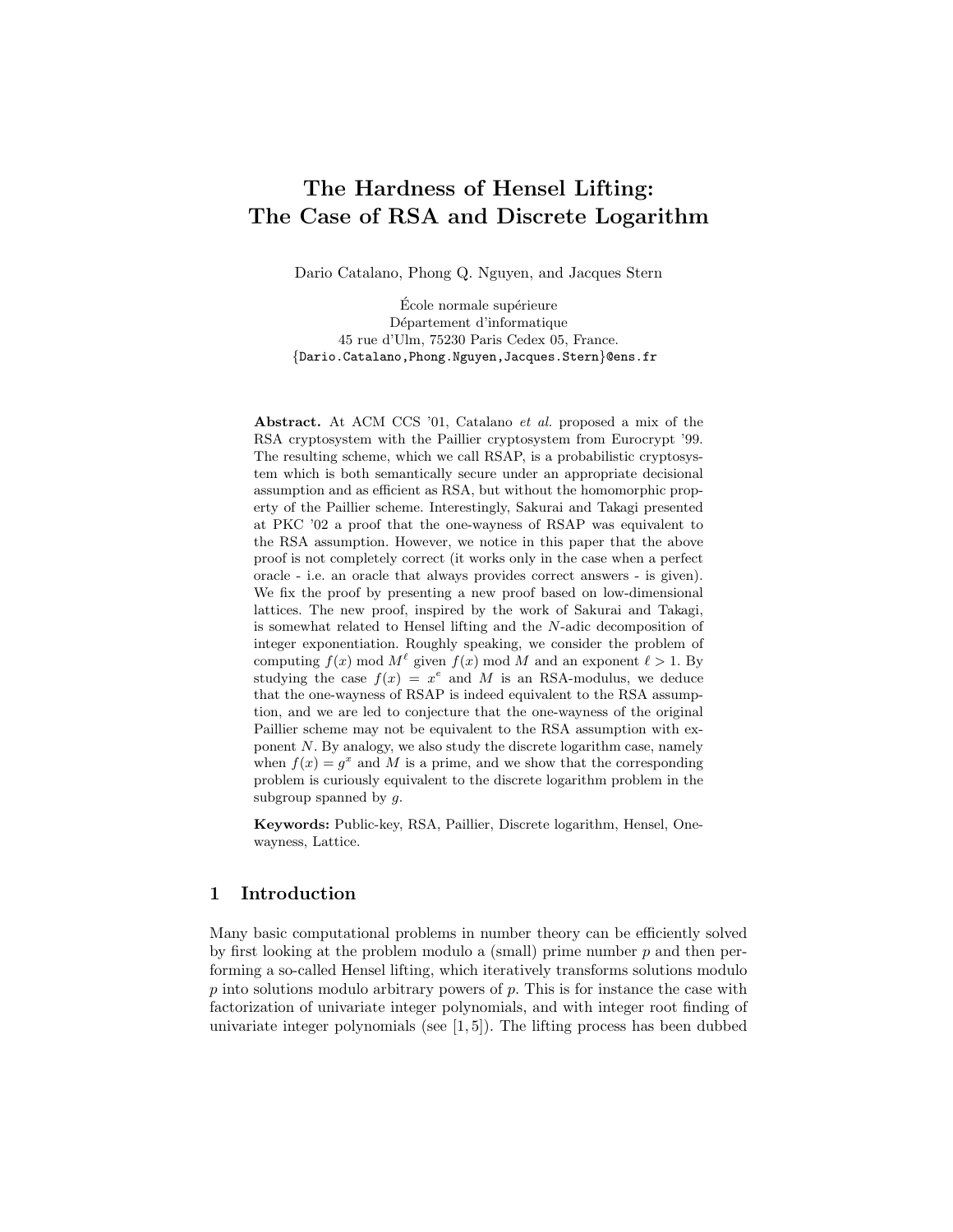# The Hardness of Hensel Lifting:
# The Case of RSA and Discrete Logarithm

Dario Catalano, Phong Q. Nguyen, and Jacques Stern

École normale supérieure
Département d'informatique
45 rue d'Ulm, 75230 Paris Cedex 05, France.
{Dario.Catalano,Phong.Nguyen,Jacques.Stern}@ens.fr

**Abstract.** At ACM CCS '01, Catalano *et al.* proposed a mix of the RSA cryptosystem with the Paillier cryptosystem from Eurocrypt '99. The resulting scheme, which we call RSAP, is a probabilistic cryptosystem which is both semantically secure under an appropriate decisional assumption and as efficient as RSA, but without the homomorphic property of the Paillier scheme. Interestingly, Sakurai and Takagi presented at PKC '02 a proof that the one-wayness of RSAP was equivalent to the RSA assumption. However, we notice in this paper that the above proof is not completely correct (it works only in the case when a perfect oracle - i.e. an oracle that always provides correct answers - is given). We fix the proof by presenting a new proof based on low-dimensional lattices. The new proof, inspired by the work of Sakurai and Takagi, is somewhat related to Hensel lifting and the $N$-adic decomposition of integer exponentiation. Roughly speaking, we consider the problem of computing $f(x) \bmod M^{\ell}$ given $f(x) \bmod M$ and an exponent $\ell > 1$. By studying the case $f(x) = x^e$ and $M$ is an RSA-modulus, we deduce that the one-wayness of RSAP is indeed equivalent to the RSA assumption, and we are led to conjecture that the one-wayness of the original Paillier scheme may not be equivalent to the RSA assumption with exponent $N$. By analogy, we also study the discrete logarithm case, namely when $f(x) = g^x$ and $M$ is a prime, and we show that the corresponding problem is curiously equivalent to the discrete logarithm problem in the subgroup spanned by $g$.

**Keywords:** Public-key, RSA, Paillier, Discrete logarithm, Hensel, One-wayness, Lattice.

## 1 Introduction

Many basic computational problems in number theory can be efficiently solved by first looking at the problem modulo a (small) prime number $p$ and then performing a so-called Hensel lifting, which iteratively transforms solutions modulo $p$ into solutions modulo arbitrary powers of $p$. This is for instance the case with factorization of univariate integer polynomials, and with integer root finding of univariate integer polynomials (see [1, 5]). The lifting process has been dubbed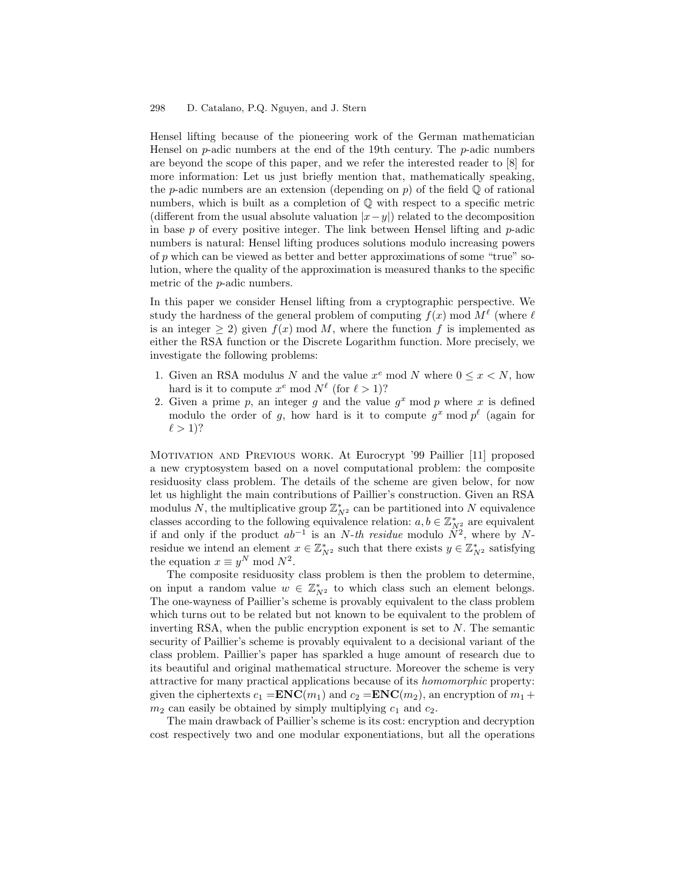Hensel lifting because of the pioneering work of the German mathematician Hensel on $p$-adic numbers at the end of the 19th century. The $p$-adic numbers are beyond the scope of this paper, and we refer the interested reader to [8] for more information: Let us just briefly mention that, mathematically speaking, the $p$-adic numbers are an extension (depending on $p$) of the field $\mathbb{Q}$ of rational numbers, which is built as a completion of $\mathbb{Q}$ with respect to a specific metric (different from the usual absolute valuation $|x-y|$) related to the decomposition in base $p$ of every positive integer. The link between Hensel lifting and $p$-adic numbers is natural: Hensel lifting produces solutions modulo increasing powers of $p$ which can be viewed as better and better approximations of some "true" solution, where the quality of the approximation is measured thanks to the specific metric of the $p$-adic numbers.

In this paper we consider Hensel lifting from a cryptographic perspective. We study the hardness of the general problem of computing $f(x) \bmod M^\ell$ (where $\ell$ is an integer $\geq 2$) given $f(x) \bmod M$, where the function $f$ is implemented as either the RSA function or the Discrete Logarithm function. More precisely, we investigate the following problems:

1. Given an RSA modulus $N$ and the value $x^e \bmod N$ where $0 \leq x < N$, how hard is it to compute $x^e \bmod N^\ell$ (for $\ell > 1$)?
2. Given a prime $p$, an integer $g$ and the value $g^x \bmod p$ where $x$ is defined modulo the order of $g$, how hard is it to compute $g^x \bmod p^\ell$ (again for $\ell > 1$)?

Motivation and Previous work. At Eurocrypt '99 Paillier [11] proposed a new cryptosystem based on a novel computational problem: the composite residuosity class problem. The details of the scheme are given below, for now let us highlight the main contributions of Paillier's construction. Given an RSA modulus $N$, the multiplicative group $\mathbb{Z}^*_{N^2}$ can be partitioned into $N$ equivalence classes according to the following equivalence relation: $a, b \in \mathbb{Z}^*_{N^2}$ are equivalent if and only if the product $ab^{-1}$ is an *N-th residue* modulo $N^2$, where by $N$-residue we intend an element $x \in \mathbb{Z}^*_{N^2}$ such that there exists $y \in \mathbb{Z}^*_{N^2}$ satisfying the equation $x \equiv y^N \bmod N^2$.

The composite residuosity class problem is then the problem to determine, on input a random value $w \in \mathbb{Z}^*_{N^2}$ to which class such an element belongs. The one-wayness of Paillier's scheme is provably equivalent to the class problem which turns out to be related but not known to be equivalent to the problem of inverting RSA, when the public encryption exponent is set to $N$. The semantic security of Paillier's scheme is provably equivalent to a decisional variant of the class problem. Paillier's paper has sparkled a huge amount of research due to its beautiful and original mathematical structure. Moreover the scheme is very attractive for many practical applications because of its *homomorphic* property: given the ciphertexts $c_1 = \mathbf{ENC}(m_1)$ and $c_2 = \mathbf{ENC}(m_2)$, an encryption of $m_1 + m_2$ can easily be obtained by simply multiplying $c_1$ and $c_2$.

The main drawback of Paillier's scheme is its cost: encryption and decryption cost respectively two and one modular exponentiations, but all the operations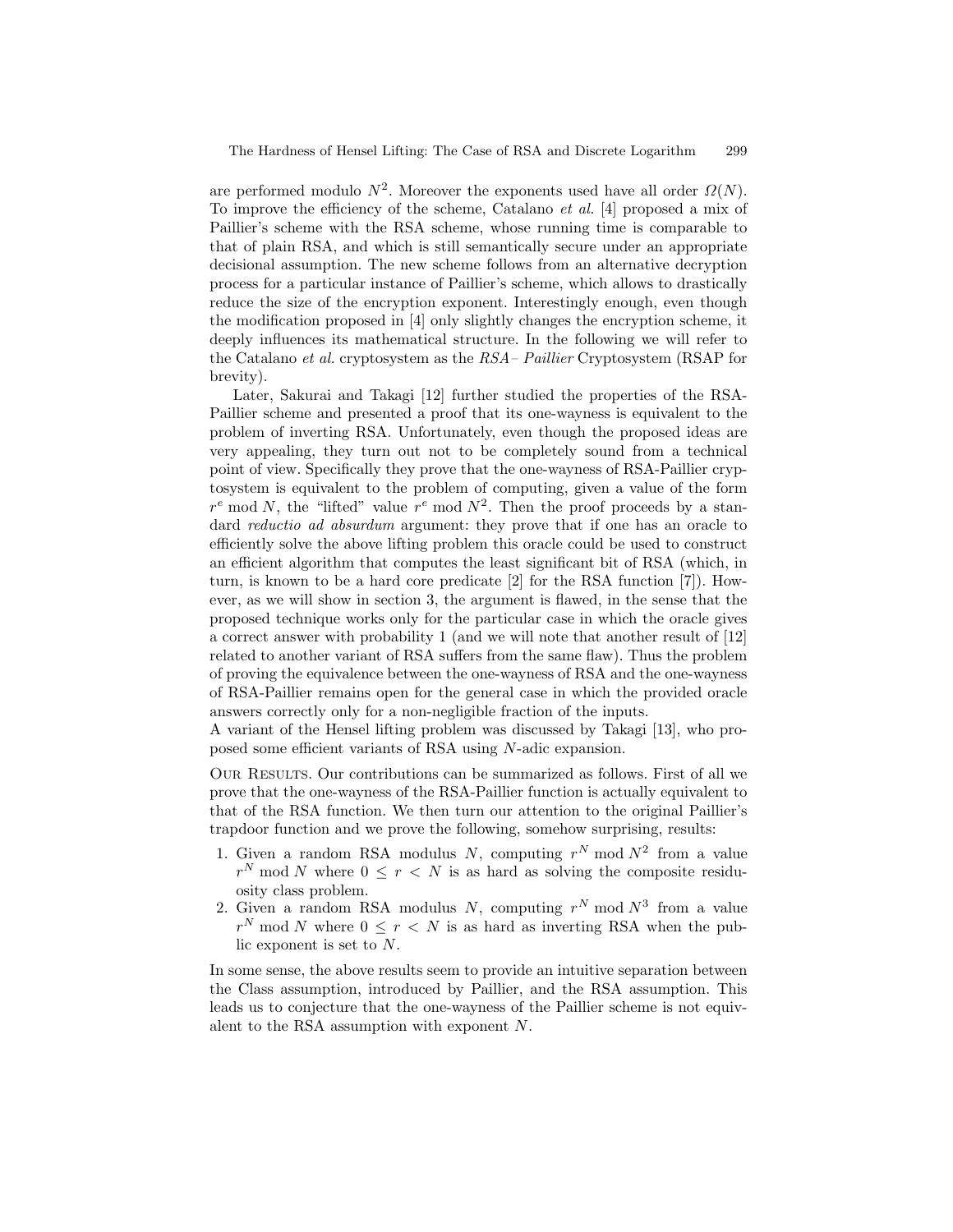are performed modulo $N^2$. Moreover the exponents used have all order $\Omega(N)$. To improve the efficiency of the scheme, Catalano *et al.* [4] proposed a mix of Paillier's scheme with the RSA scheme, whose running time is comparable to that of plain RSA, and which is still semantically secure under an appropriate decisional assumption. The new scheme follows from an alternative decryption process for a particular instance of Paillier's scheme, which allows to drastically reduce the size of the encryption exponent. Interestingly enough, even though the modification proposed in [4] only slightly changes the encryption scheme, it deeply influences its mathematical structure. In the following we will refer to the Catalano *et al.* cryptosystem as the *RSA– Paillier* Cryptosystem (RSAP for brevity).

Later, Sakurai and Takagi [12] further studied the properties of the RSA-Paillier scheme and presented a proof that its one-wayness is equivalent to the problem of inverting RSA. Unfortunately, even though the proposed ideas are very appealing, they turn out not to be completely sound from a technical point of view. Specifically they prove that the one-wayness of RSA-Paillier cryptosystem is equivalent to the problem of computing, given a value of the form $r^e \bmod N$, the "lifted" value $r^e \bmod N^2$. Then the proof proceeds by a standard *reductio ad absurdum* argument: they prove that if one has an oracle to efficiently solve the above lifting problem this oracle could be used to construct an efficient algorithm that computes the least significant bit of RSA (which, in turn, is known to be a hard core predicate [2] for the RSA function [7]). However, as we will show in section 3, the argument is flawed, in the sense that the proposed technique works only for the particular case in which the oracle gives a correct answer with probability 1 (and we will note that another result of [12] related to another variant of RSA suffers from the same flaw). Thus the problem of proving the equivalence between the one-wayness of RSA and the one-wayness of RSA-Paillier remains open for the general case in which the provided oracle answers correctly only for a non-negligible fraction of the inputs.

A variant of the Hensel lifting problem was discussed by Takagi [13], who proposed some efficient variants of RSA using $N$-adic expansion.

Our Results. Our contributions can be summarized as follows. First of all we prove that the one-wayness of the RSA-Paillier function is actually equivalent to that of the RSA function. We then turn our attention to the original Paillier's trapdoor function and we prove the following, somehow surprising, results:

1. Given a random RSA modulus $N$, computing $r^N \bmod N^2$ from a value $r^N \bmod N$ where $0 \leq r < N$ is as hard as solving the composite residuosity class problem.
2. Given a random RSA modulus $N$, computing $r^N \bmod N^3$ from a value $r^N \bmod N$ where $0 \leq r < N$ is as hard as inverting RSA when the public exponent is set to $N$.

In some sense, the above results seem to provide an intuitive separation between the Class assumption, introduced by Paillier, and the RSA assumption. This leads us to conjecture that the one-wayness of the Paillier scheme is not equivalent to the RSA assumption with exponent $N$.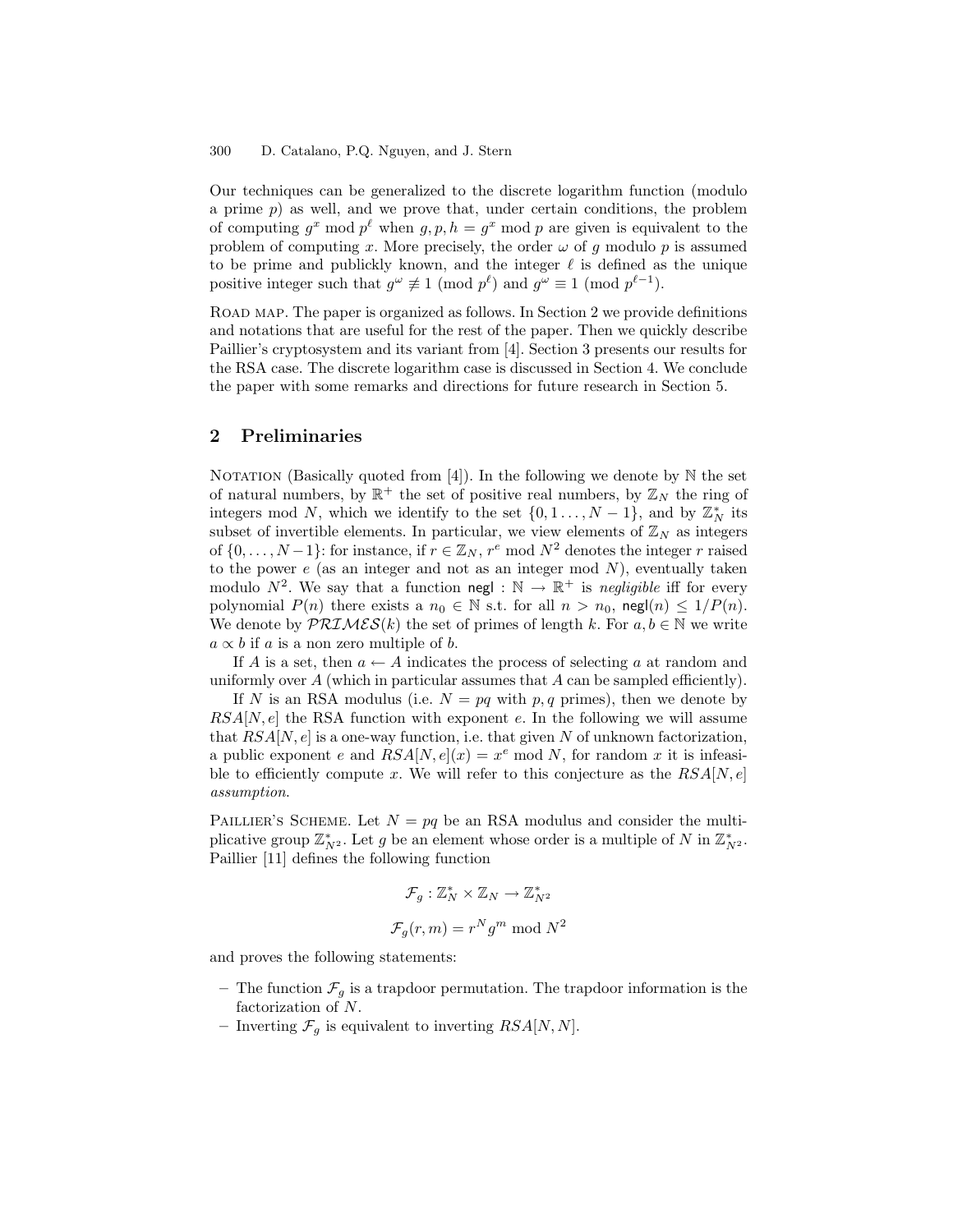Our techniques can be generalized to the discrete logarithm function (modulo a prime $p$) as well, and we prove that, under certain conditions, the problem of computing $g^x \bmod p^\ell$ when $g, p, h = g^x \bmod p$ are given is equivalent to the problem of computing $x$. More precisely, the order $\omega$ of $g$ modulo $p$ is assumed to be prime and publickly known, and the integer $\ell$ is defined as the unique positive integer such that $g^\omega \not\equiv 1 \pmod{p^\ell}$ and $g^\omega \equiv 1 \pmod{p^{\ell-1}}$.

Road map. The paper is organized as follows. In Section 2 we provide definitions and notations that are useful for the rest of the paper. Then we quickly describe Paillier's cryptosystem and its variant from [4]. Section 3 presents our results for the RSA case. The discrete logarithm case is discussed in Section 4. We conclude the paper with some remarks and directions for future research in Section 5.

## 2 Preliminaries

Notation (Basically quoted from [4]). In the following we denote by $\mathbb{N}$ the set of natural numbers, by $\mathbb{R}^+$ the set of positive real numbers, by $\mathbb{Z}_N$ the ring of integers mod $N$, which we identify to the set $\{0, 1 \ldots, N-1\}$, and by $\mathbb{Z}_N^*$ its subset of invertible elements. In particular, we view elements of $\mathbb{Z}_N$ as integers of $\{0, \ldots, N-1\}$: for instance, if $r \in \mathbb{Z}_N$, $r^e \bmod N^2$ denotes the integer $r$ raised to the power $e$ (as an integer and not as an integer mod $N$), eventually taken modulo $N^2$. We say that a function $\mathsf{negl} : \mathbb{N} \to \mathbb{R}^+$ is *negligible* iff for every polynomial $P(n)$ there exists a $n_0 \in \mathbb{N}$ s.t. for all $n > n_0$, $\mathsf{negl}(n) \leq 1/P(n)$. We denote by $\mathcal{PRIMES}(k)$ the set of primes of length $k$. For $a, b \in \mathbb{N}$ we write $a \propto b$ if $a$ is a non zero multiple of $b$.

If $A$ is a set, then $a \leftarrow A$ indicates the process of selecting $a$ at random and uniformly over $A$ (which in particular assumes that $A$ can be sampled efficiently).

If $N$ is an RSA modulus (i.e. $N = pq$ with $p, q$ primes), then we denote by $RSA[N, e]$ the RSA function with exponent $e$. In the following we will assume that $RSA[N, e]$ is a one-way function, i.e. that given $N$ of unknown factorization, a public exponent $e$ and $RSA[N, e](x) = x^e \bmod N$, for random $x$ it is infeasible to efficiently compute $x$. We will refer to this conjecture as the *$RSA[N, e]$ assumption*.

Paillier's Scheme. Let $N = pq$ be an RSA modulus and consider the multiplicative group $\mathbb{Z}_{N^2}^*$. Let $g$ be an element whose order is a multiple of $N$ in $\mathbb{Z}_{N^2}^*$. Paillier [11] defines the following function

$$\mathcal{F}_g : \mathbb{Z}_N^* \times \mathbb{Z}_N \to \mathbb{Z}_{N^2}^*$$

$$\mathcal{F}_g(r, m) = r^N g^m \bmod N^2$$

and proves the following statements:

- The function $\mathcal{F}_g$ is a trapdoor permutation. The trapdoor information is the factorization of $N$.
- Inverting $\mathcal{F}_g$ is equivalent to inverting $RSA[N, N]$.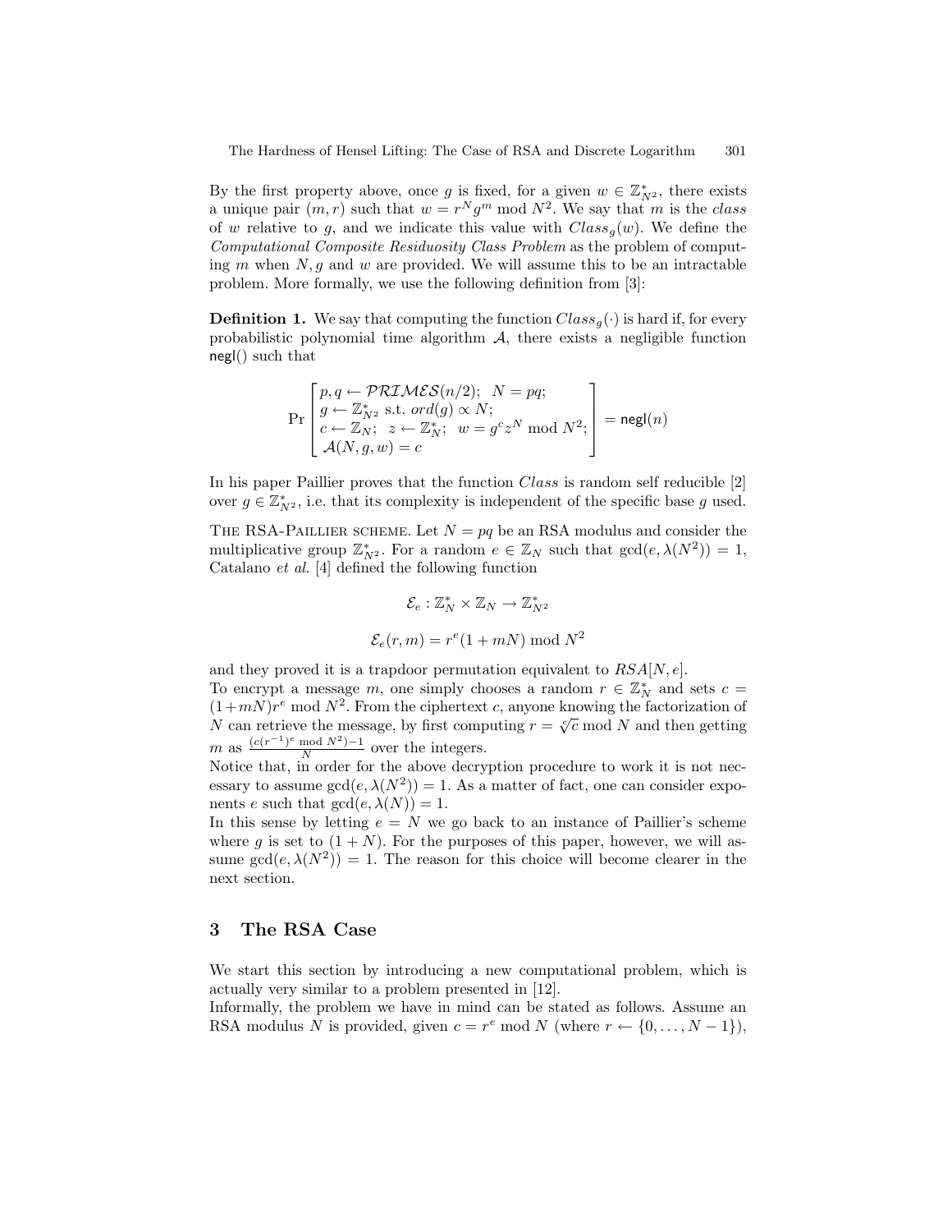By the first property above, once $g$ is fixed, for a given $w \in \mathbb{Z}_{N^2}^*$, there exists a unique pair $(m, r)$ such that $w = r^N g^m \bmod N^2$. We say that $m$ is the *class* of $w$ relative to $g$, and we indicate this value with $Class_g(w)$. We define the *Computational Composite Residuosity Class Problem* as the problem of computing $m$ when $N, g$ and $w$ are provided. We will assume this to be an intractable problem. More formally, we use the following definition from [3]:

**Definition 1.** We say that computing the function $Class_g(\cdot)$ is hard if, for every probabilistic polynomial time algorithm $\mathcal{A}$, there exists a negligible function $\mathsf{negl}()$ such that

$$\Pr\left[\begin{array}{l} p, q \leftarrow \mathcal{PRIMES}(n/2);\;\; N = pq; \\ g \leftarrow \mathbb{Z}_{N^2}^* \text{ s.t. } ord(g) \propto N; \\ c \leftarrow \mathbb{Z}_N;\;\; z \leftarrow \mathbb{Z}_N^*;\;\; w = g^c z^N \bmod N^2; \\ \mathcal{A}(N, g, w) = c \end{array}\right] = \mathsf{negl}(n)$$

In his paper Paillier proves that the function *Class* is random self reducible [2] over $g \in \mathbb{Z}_{N^2}^*$, i.e. that its complexity is independent of the specific base $g$ used.

The RSA-Paillier scheme. Let $N = pq$ be an RSA modulus and consider the multiplicative group $\mathbb{Z}_{N^2}^*$. For a random $e \in \mathbb{Z}_N$ such that $\gcd(e, \lambda(N^2)) = 1$, Catalano *et al.* [4] defined the following function

$$\mathcal{E}_e : \mathbb{Z}_N^* \times \mathbb{Z}_N \rightarrow \mathbb{Z}_{N^2}^*$$

$$\mathcal{E}_e(r, m) = r^e(1 + mN) \bmod N^2$$

and they proved it is a trapdoor permutation equivalent to $RSA[N, e]$.

To encrypt a message $m$, one simply chooses a random $r \in \mathbb{Z}_N^*$ and sets $c = (1+mN)r^e \bmod N^2$. From the ciphertext $c$, anyone knowing the factorization of $N$ can retrieve the message, by first computing $r = \sqrt[e]{c} \bmod N$ and then getting $m$ as $\frac{(c(r^{-1})^e \bmod N^2)-1}{N}$ over the integers.

Notice that, in order for the above decryption procedure to work it is not necessary to assume $\gcd(e, \lambda(N^2)) = 1$. As a matter of fact, one can consider exponents $e$ such that $\gcd(e, \lambda(N)) = 1$.

In this sense by letting $e = N$ we go back to an instance of Paillier's scheme where $g$ is set to $(1 + N)$. For the purposes of this paper, however, we will assume $\gcd(e, \lambda(N^2)) = 1$. The reason for this choice will become clearer in the next section.

## 3 The RSA Case

We start this section by introducing a new computational problem, which is actually very similar to a problem presented in [12].

Informally, the problem we have in mind can be stated as follows. Assume an RSA modulus $N$ is provided, given $c = r^e \bmod N$ (where $r \leftarrow \{0, \ldots, N-1\}$),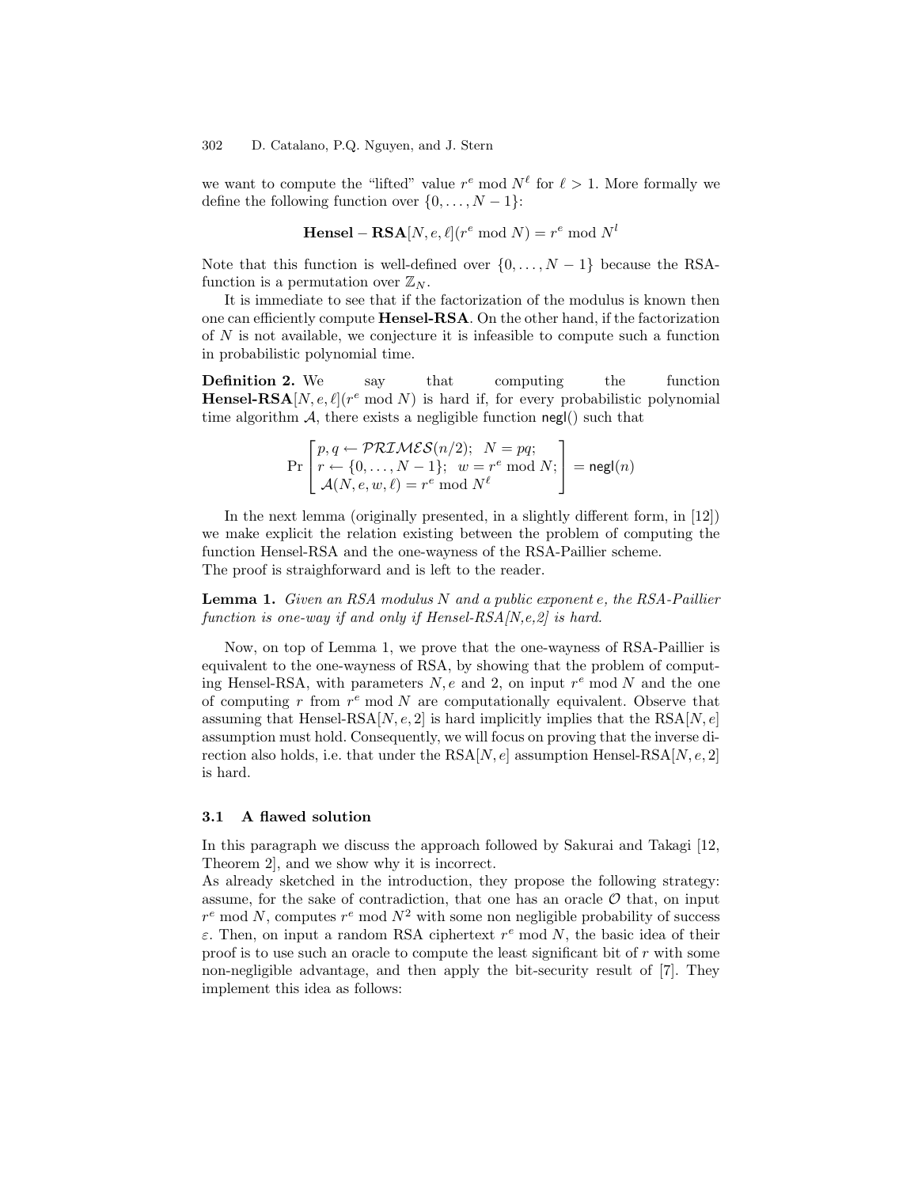we want to compute the "lifted" value $r^e \bmod N^\ell$ for $\ell > 1$. More formally we define the following function over $\{0, \ldots, N-1\}$:

$$\mathbf{Hensel-RSA}[N, e, \ell](r^e \bmod N) = r^e \bmod N^l$$

Note that this function is well-defined over $\{0, \ldots, N-1\}$ because the RSA-function is a permutation over $\mathbb{Z}_N$.

It is immediate to see that if the factorization of the modulus is known then one can efficiently compute **Hensel-RSA**. On the other hand, if the factorization of $N$ is not available, we conjecture it is infeasible to compute such a function in probabilistic polynomial time.

**Definition 2.** We say that computing the function **Hensel-RSA**$[N, e, \ell](r^e \bmod N)$ is hard if, for every probabilistic polynomial time algorithm $\mathcal{A}$, there exists a negligible function $\mathsf{negl}()$ such that

$$\Pr\begin{bmatrix} p, q \leftarrow \mathcal{PRIMES}(n/2);\;\; N = pq; \\ r \leftarrow \{0, \ldots, N-1\};\;\; w = r^e \bmod N; \\ \mathcal{A}(N, e, w, \ell) = r^e \bmod N^\ell \end{bmatrix} = \mathsf{negl}(n)$$

In the next lemma (originally presented, in a slightly different form, in [12]) we make explicit the relation existing between the problem of computing the function Hensel-RSA and the one-wayness of the RSA-Paillier scheme.
The proof is straighforward and is left to the reader.

**Lemma 1.** *Given an RSA modulus $N$ and a public exponent $e$, the RSA-Paillier function is one-way if and only if Hensel-RSA[N,e,2] is hard.*

Now, on top of Lemma 1, we prove that the one-wayness of RSA-Paillier is equivalent to the one-wayness of RSA, by showing that the problem of computing Hensel-RSA, with parameters $N, e$ and 2, on input $r^e \bmod N$ and the one of computing $r$ from $r^e \bmod N$ are computationally equivalent. Observe that assuming that Hensel-RSA$[N, e, 2]$ is hard implicitly implies that the RSA$[N, e]$ assumption must hold. Consequently, we will focus on proving that the inverse direction also holds, i.e. that under the RSA$[N, e]$ assumption Hensel-RSA$[N, e, 2]$ is hard.

### 3.1 A flawed solution

In this paragraph we discuss the approach followed by Sakurai and Takagi [12, Theorem 2], and we show why it is incorrect.
As already sketched in the introduction, they propose the following strategy: assume, for the sake of contradiction, that one has an oracle $\mathcal{O}$ that, on input $r^e \bmod N$, computes $r^e \bmod N^2$ with some non negligible probability of success $\varepsilon$. Then, on input a random RSA ciphertext $r^e \bmod N$, the basic idea of their proof is to use such an oracle to compute the least significant bit of $r$ with some non-negligible advantage, and then apply the bit-security result of [7]. They implement this idea as follows: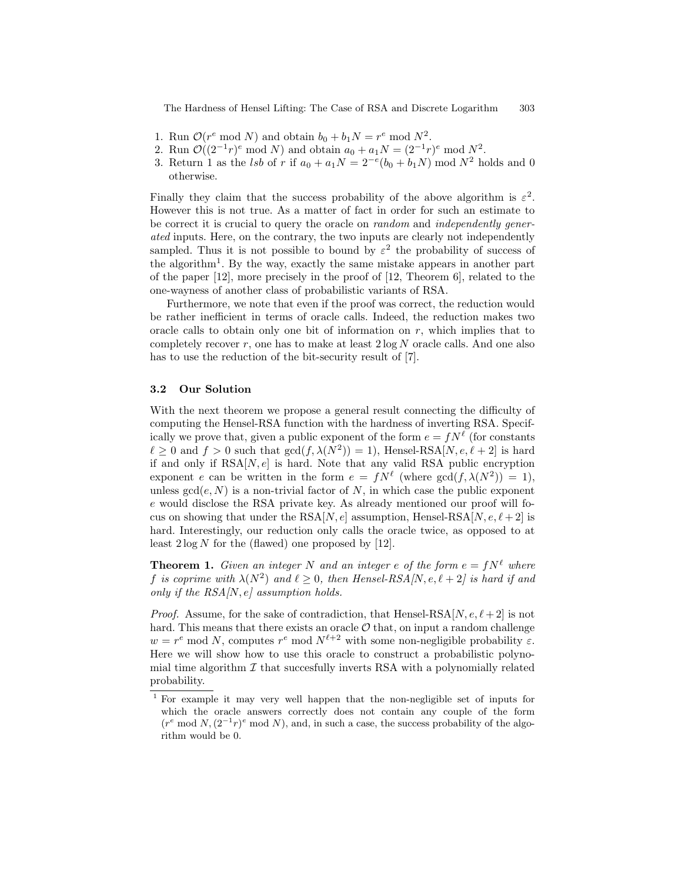1. Run $\mathcal{O}(r^e \bmod N)$ and obtain $b_0 + b_1 N = r^e \bmod N^2$.
2. Run $\mathcal{O}((2^{-1}r)^e \bmod N)$ and obtain $a_0 + a_1 N = (2^{-1}r)^e \bmod N^2$.
3. Return 1 as the *lsb* of $r$ if $a_0 + a_1 N = 2^{-e}(b_0 + b_1 N) \bmod N^2$ holds and 0 otherwise.

Finally they claim that the success probability of the above algorithm is $\varepsilon^2$. However this is not true. As a matter of fact in order for such an estimate to be correct it is crucial to query the oracle on *random* and *independently generated* inputs. Here, on the contrary, the two inputs are clearly not independently sampled. Thus it is not possible to bound by $\varepsilon^2$ the probability of success of the algorithm[1]. By the way, exactly the same mistake appears in another part of the paper [12], more precisely in the proof of [12, Theorem 6], related to the one-wayness of another class of probabilistic variants of RSA.

Furthermore, we note that even if the proof was correct, the reduction would be rather inefficient in terms of oracle calls. Indeed, the reduction makes two oracle calls to obtain only one bit of information on $r$, which implies that to completely recover $r$, one has to make at least $2 \log N$ oracle calls. And one also has to use the reduction of the bit-security result of [7].

### 3.2 Our Solution

With the next theorem we propose a general result connecting the difficulty of computing the Hensel-RSA function with the hardness of inverting RSA. Specifically we prove that, given a public exponent of the form $e = fN^\ell$ (for constants $\ell \geq 0$ and $f > 0$ such that $\gcd(f, \lambda(N^2)) = 1$), Hensel-RSA$[N, e, \ell + 2]$ is hard if and only if RSA$[N, e]$ is hard. Note that any valid RSA public encryption exponent $e$ can be written in the form $e = fN^\ell$ (where $\gcd(f, \lambda(N^2)) = 1$), unless $\gcd(e, N)$ is a non-trivial factor of $N$, in which case the public exponent $e$ would disclose the RSA private key. As already mentioned our proof will focus on showing that under the RSA$[N, e]$ assumption, Hensel-RSA$[N, e, \ell + 2]$ is hard. Interestingly, our reduction only calls the oracle twice, as opposed to at least $2 \log N$ for the (flawed) one proposed by [12].

**Theorem 1.** *Given an integer $N$ and an integer $e$ of the form $e = fN^\ell$ where $f$ is coprime with $\lambda(N^2)$ and $\ell \geq 0$, then Hensel-RSA$[N, e, \ell + 2]$ is hard if and only if the RSA$[N, e]$ assumption holds.*

*Proof.* Assume, for the sake of contradiction, that Hensel-RSA$[N, e, \ell + 2]$ is not hard. This means that there exists an oracle $\mathcal{O}$ that, on input a random challenge $w = r^e \bmod N$, computes $r^e \bmod N^{\ell+2}$ with some non-negligible probability $\varepsilon$. Here we will show how to use this oracle to construct a probabilistic polynomial time algorithm $\mathcal{I}$ that succesfully inverts RSA with a polynomially related probability.

[1] For example it may very well happen that the non-negligible set of inputs for which the oracle answers correctly does not contain any couple of the form $(r^e \bmod N, (2^{-1}r)^e \bmod N)$, and, in such a case, the success probability of the algorithm would be 0.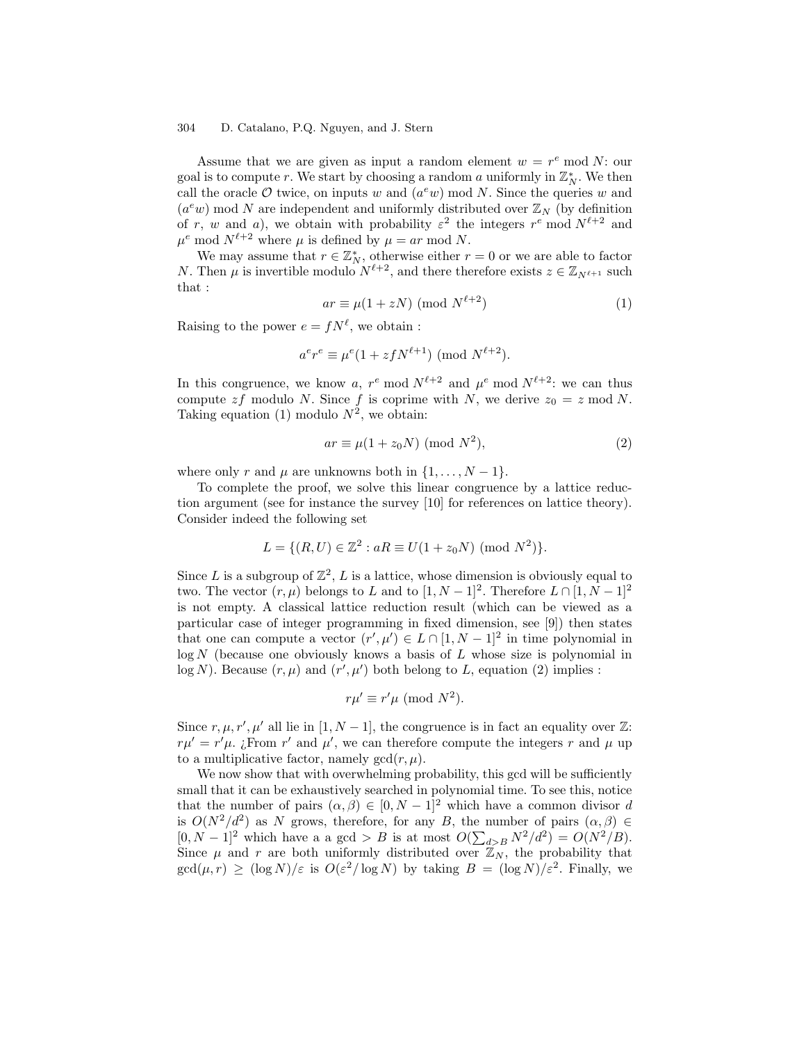Assume that we are given as input a random element $w = r^e \bmod N$: our goal is to compute $r$. We start by choosing a random $a$ uniformly in $\mathbb{Z}_N^*$. We then call the oracle $\mathcal{O}$ twice, on inputs $w$ and $(a^e w) \bmod N$. Since the queries $w$ and $(a^e w) \bmod N$ are independent and uniformly distributed over $\mathbb{Z}_N$ (by definition of $r$, $w$ and $a$), we obtain with probability $\varepsilon^2$ the integers $r^e \bmod N^{\ell+2}$ and $\mu^e \bmod N^{\ell+2}$ where $\mu$ is defined by $\mu = ar \bmod N$.

We may assume that $r \in \mathbb{Z}_N^*$, otherwise either $r = 0$ or we are able to factor $N$. Then $\mu$ is invertible modulo $N^{\ell+2}$, and there therefore exists $z \in \mathbb{Z}_{N^{\ell+1}}$ such that :

$$ar \equiv \mu(1 + zN) \pmod{N^{\ell+2}} \tag{1}$$

Raising to the power $e = fN^\ell$, we obtain :

$$a^e r^e \equiv \mu^e (1 + zfN^{\ell+1}) \pmod{N^{\ell+2}}.$$

In this congruence, we know $a$, $r^e \bmod N^{\ell+2}$ and $\mu^e \bmod N^{\ell+2}$: we can thus compute $zf$ modulo $N$. Since $f$ is coprime with $N$, we derive $z_0 = z \bmod N$. Taking equation (1) modulo $N^2$, we obtain:

$$ar \equiv \mu(1 + z_0 N) \pmod{N^2}, \tag{2}$$

where only $r$ and $\mu$ are unknowns both in $\{1, \ldots, N-1\}$.

To complete the proof, we solve this linear congruence by a lattice reduction argument (see for instance the survey [10] for references on lattice theory). Consider indeed the following set

$$L = \{(R, U) \in \mathbb{Z}^2 : aR \equiv U(1 + z_0 N) \pmod{N^2}\}.$$

Since $L$ is a subgroup of $\mathbb{Z}^2$, $L$ is a lattice, whose dimension is obviously equal to two. The vector $(r, \mu)$ belongs to $L$ and to $[1, N-1]^2$. Therefore $L \cap [1, N-1]^2$ is not empty. A classical lattice reduction result (which can be viewed as a particular case of integer programming in fixed dimension, see [9]) then states that one can compute a vector $(r', \mu') \in L \cap [1, N-1]^2$ in time polynomial in $\log N$ (because one obviously knows a basis of $L$ whose size is polynomial in $\log N$). Because $(r, \mu)$ and $(r', \mu')$ both belong to $L$, equation (2) implies :

$$r\mu' \equiv r'\mu \pmod{N^2}.$$

Since $r, \mu, r', \mu'$ all lie in $[1, N-1]$, the congruence is in fact an equality over $\mathbb{Z}$: $r\mu' = r'\mu$. ¿From $r'$ and $\mu'$, we can therefore compute the integers $r$ and $\mu$ up to a multiplicative factor, namely $\gcd(r, \mu)$.

We now show that with overwhelming probability, this gcd will be sufficiently small that it can be exhaustively searched in polynomial time. To see this, notice that the number of pairs $(\alpha, \beta) \in [0, N-1]^2$ which have a common divisor $d$ is $O(N^2/d^2)$ as $N$ grows, therefore, for any $B$, the number of pairs $(\alpha, \beta) \in [0, N-1]^2$ which have a a gcd $> B$ is at most $O(\sum_{d>B} N^2/d^2) = O(N^2/B)$. Since $\mu$ and $r$ are both uniformly distributed over $\mathbb{Z}_N$, the probability that $\gcd(\mu, r) \geq (\log N)/\varepsilon$ is $O(\varepsilon^2/\log N)$ by taking $B = (\log N)/\varepsilon^2$. Finally, we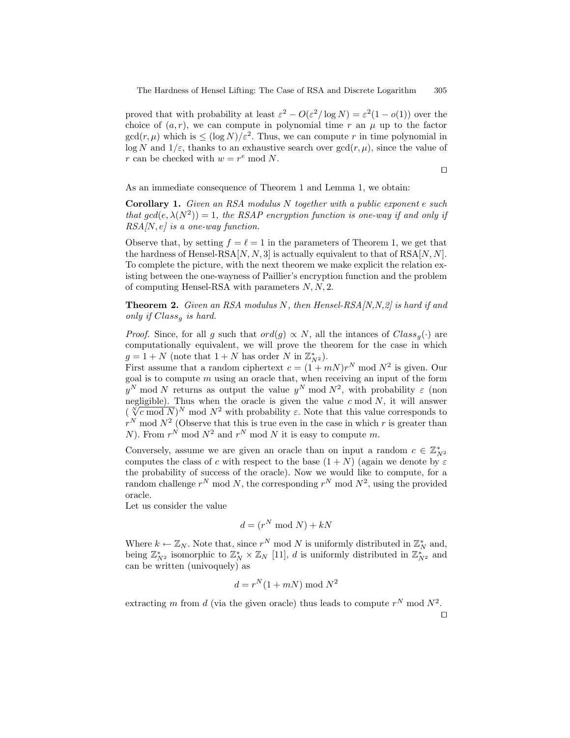proved that with probability at least $\varepsilon^2 - O(\varepsilon^2/\log N) = \varepsilon^2(1 - o(1))$ over the choice of $(a, r)$, we can compute in polynomial time $r$ an $\mu$ up to the factor $\gcd(r, \mu)$ which is $\leq (\log N)/\varepsilon^2$. Thus, we can compute $r$ in time polynomial in $\log N$ and $1/\varepsilon$, thanks to an exhaustive search over $\gcd(r, \mu)$, since the value of $r$ can be checked with $w = r^e \bmod N$.

$\square$

As an immediate consequence of Theorem 1 and Lemma 1, we obtain:

**Corollary 1.** *Given an RSA modulus $N$ together with a public exponent $e$ such that $\gcd(e, \lambda(N^2)) = 1$, the RSAP encryption function is one-way if and only if RSA[N, e] is a one-way function.*

Observe that, by setting $f = \ell = 1$ in the parameters of Theorem 1, we get that the hardness of Hensel-RSA$[N, N, 3]$ is actually equivalent to that of RSA$[N, N]$. To complete the picture, with the next theorem we make explicit the relation existing between the one-wayness of Paillier's encryption function and the problem of computing Hensel-RSA with parameters $N, N, 2$.

**Theorem 2.** *Given an RSA modulus $N$, then Hensel-RSA[N,N,2] is hard if and only if $Class_g$ is hard.*

*Proof.* Since, for all $g$ such that $ord(g) \propto N$, all the intances of $Class_g(\cdot)$ are computationally equivalent, we will prove the theorem for the case in which $g = 1 + N$ (note that $1 + N$ has order $N$ in $\mathbb{Z}^*_{N^2}$).
First assume that a random ciphertext $c = (1 + mN)r^N \bmod N^2$ is given. Our goal is to compute $m$ using an oracle that, when receiving an input of the form $y^N \bmod N$ returns as output the value $y^N \bmod N^2$, with probability $\varepsilon$ (non negligible). Thus when the oracle is given the value $c \bmod N$, it will answer $(\sqrt[N]{c \bmod N})^N \bmod N^2$ with probability $\varepsilon$. Note that this value corresponds to $r^N \bmod N^2$ (Observe that this is true even in the case in which $r$ is greater than $N$). From $r^N \bmod N^2$ and $r^N \bmod N$ it is easy to compute $m$.

Conversely, assume we are given an oracle than on input a random $c \in \mathbb{Z}^*_{N^2}$ computes the class of $c$ with respect to the base $(1 + N)$ (again we denote by $\varepsilon$ the probability of success of the oracle). Now we would like to compute, for a random challenge $r^N \bmod N$, the corresponding $r^N \bmod N^2$, using the provided oracle.
Let us consider the value

$$d = (r^N \bmod N) + kN$$

Where $k \leftarrow \mathbb{Z}_N$. Note that, since $r^N \bmod N$ is uniformly distributed in $\mathbb{Z}^*_N$ and, being $\mathbb{Z}^*_{N^2}$ isomorphic to $\mathbb{Z}^*_N \times \mathbb{Z}_N$ [11], $d$ is uniformly distributed in $\mathbb{Z}^*_{N^2}$ and can be written (univoquely) as

$$d = r^N(1 + mN) \bmod N^2$$

extracting $m$ from $d$ (via the given oracle) thus leads to compute $r^N \bmod N^2$.

$\square$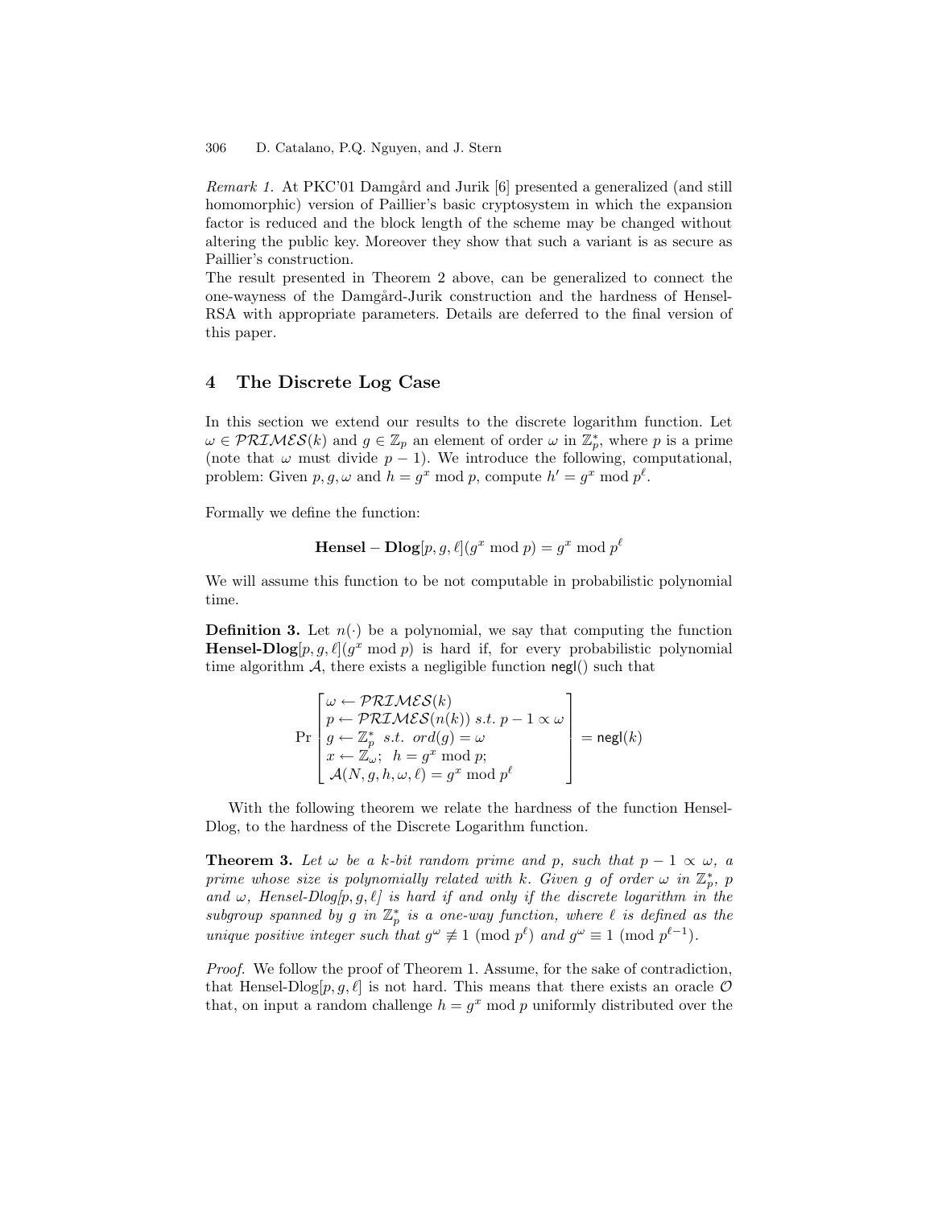*Remark 1.* At PKC'01 Damgård and Jurik [6] presented a generalized (and still homomorphic) version of Paillier's basic cryptosystem in which the expansion factor is reduced and the block length of the scheme may be changed without altering the public key. Moreover they show that such a variant is as secure as Paillier's construction.

The result presented in Theorem 2 above, can be generalized to connect the one-wayness of the Damgård-Jurik construction and the hardness of Hensel-RSA with appropriate parameters. Details are deferred to the final version of this paper.

## 4 The Discrete Log Case

In this section we extend our results to the discrete logarithm function. Let $\omega \in \mathcal{PRIMES}(k)$ and $g \in \mathbb{Z}_p$ an element of order $\omega$ in $\mathbb{Z}_p^*$, where $p$ is a prime (note that $\omega$ must divide $p-1$). We introduce the following, computational, problem: Given $p, g, \omega$ and $h = g^x \bmod p$, compute $h' = g^x \bmod p^\ell$.

Formally we define the function:

$$\mathbf{Hensel-Dlog}[p, g, \ell](g^x \bmod p) = g^x \bmod p^\ell$$

We will assume this function to be not computable in probabilistic polynomial time.

**Definition 3.** Let $n(\cdot)$ be a polynomial, we say that computing the function **Hensel-Dlog**$[p, g, \ell](g^x \bmod p)$ is hard if, for every probabilistic polynomial time algorithm $\mathcal{A}$, there exists a negligible function $\mathsf{negl}()$ such that

$$\Pr\left[\begin{array}{l} \omega \leftarrow \mathcal{PRIMES}(k) \\ p \leftarrow \mathcal{PRIMES}(n(k)) \ s.t. \ p-1 \propto \omega \\ g \leftarrow \mathbb{Z}_p^* \ \ s.t. \ \ ord(g) = \omega \\ x \leftarrow \mathbb{Z}_\omega; \ \ h = g^x \bmod p; \\ \mathcal{A}(N, g, h, \omega, \ell) = g^x \bmod p^\ell \end{array}\right] = \mathsf{negl}(k)$$

With the following theorem we relate the hardness of the function Hensel-Dlog, to the hardness of the Discrete Logarithm function.

**Theorem 3.** *Let $\omega$ be a $k$-bit random prime and $p$, such that $p-1 \propto \omega$, a prime whose size is polynomially related with $k$. Given $g$ of order $\omega$ in $\mathbb{Z}_p^*$, $p$ and $\omega$, Hensel-Dlog$[p, g, \ell]$ is hard if and only if the discrete logarithm in the subgroup spanned by $g$ in $\mathbb{Z}_p^*$ is a one-way function, where $\ell$ is defined as the unique positive integer such that $g^\omega \not\equiv 1 \pmod{p^\ell}$ and $g^\omega \equiv 1 \pmod{p^{\ell-1}}$.*

*Proof.* We follow the proof of Theorem 1. Assume, for the sake of contradiction, that Hensel-Dlog$[p, g, \ell]$ is not hard. This means that there exists an oracle $\mathcal{O}$ that, on input a random challenge $h = g^x \bmod p$ uniformly distributed over the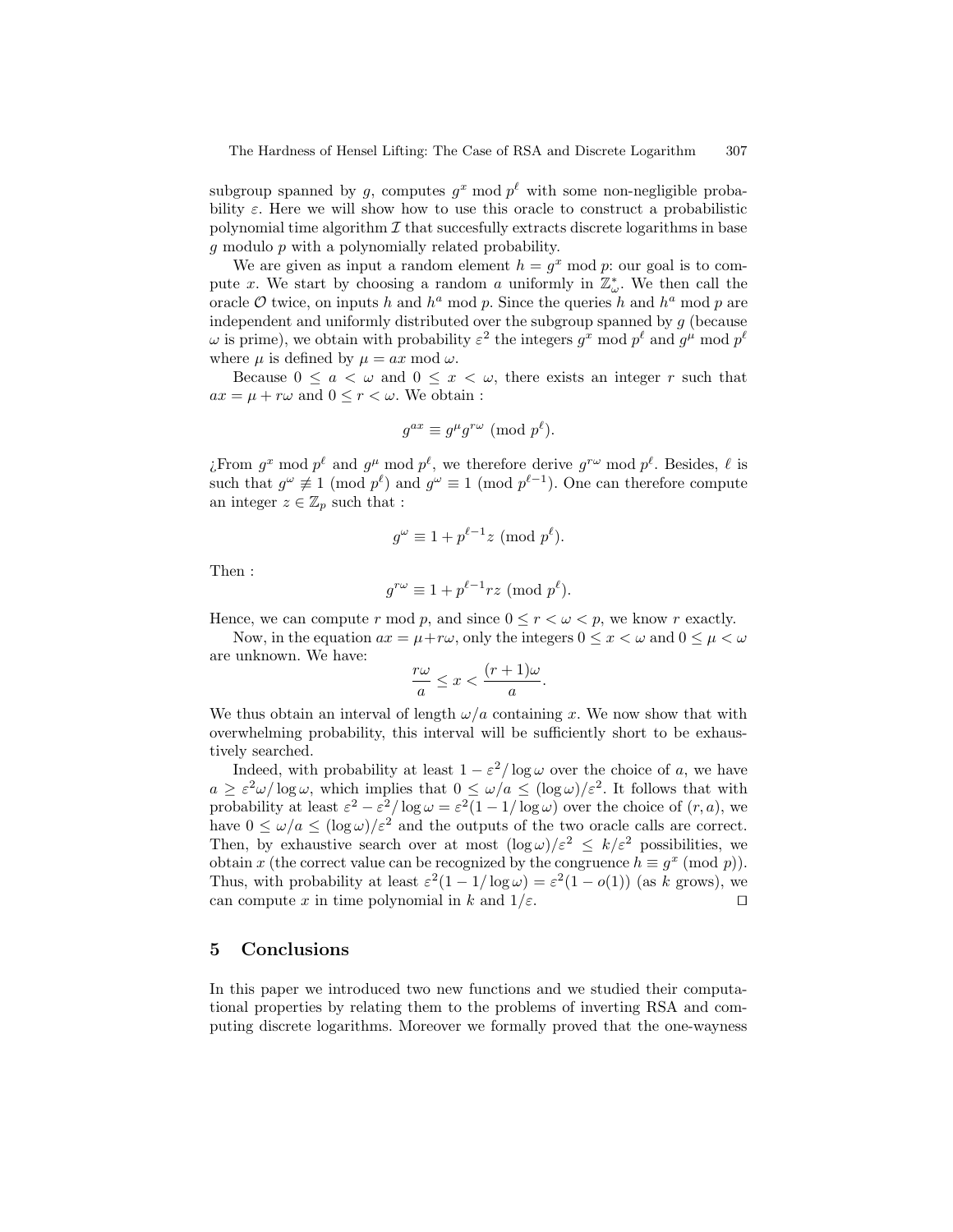subgroup spanned by $g$, computes $g^x \bmod p^\ell$ with some non-negligible probability $\varepsilon$. Here we will show how to use this oracle to construct a probabilistic polynomial time algorithm $\mathcal{I}$ that succesfully extracts discrete logarithms in base $g$ modulo $p$ with a polynomially related probability.

We are given as input a random element $h = g^x \bmod p$: our goal is to compute $x$. We start by choosing a random $a$ uniformly in $\mathbb{Z}_\omega^*$. We then call the oracle $\mathcal{O}$ twice, on inputs $h$ and $h^a \bmod p$. Since the queries $h$ and $h^a \bmod p$ are independent and uniformly distributed over the subgroup spanned by $g$ (because $\omega$ is prime), we obtain with probability $\varepsilon^2$ the integers $g^x \bmod p^\ell$ and $g^\mu \bmod p^\ell$ where $\mu$ is defined by $\mu = ax \bmod \omega$.

Because $0 \leq a < \omega$ and $0 \leq x < \omega$, there exists an integer $r$ such that $ax = \mu + r\omega$ and $0 \leq r < \omega$. We obtain :

$$g^{ax} \equiv g^\mu g^{r\omega} \pmod{p^\ell}.$$

¿From $g^x \bmod p^\ell$ and $g^\mu \bmod p^\ell$, we therefore derive $g^{r\omega} \bmod p^\ell$. Besides, $\ell$ is such that $g^\omega \not\equiv 1 \pmod{p^\ell}$ and $g^\omega \equiv 1 \pmod{p^{\ell-1}}$. One can therefore compute an integer $z \in \mathbb{Z}_p$ such that :

$$g^\omega \equiv 1 + p^{\ell-1} z \pmod{p^\ell}.$$

Then :

$$g^{r\omega} \equiv 1 + p^{\ell-1} rz \pmod{p^\ell}.$$

Hence, we can compute $r \bmod p$, and since $0 \leq r < \omega < p$, we know $r$ exactly.

Now, in the equation $ax = \mu + r\omega$, only the integers $0 \leq x < \omega$ and $0 \leq \mu < \omega$ are unknown. We have:

$$\frac{r\omega}{a} \leq x < \frac{(r+1)\omega}{a}.$$

We thus obtain an interval of length $\omega/a$ containing $x$. We now show that with overwhelming probability, this interval will be sufficiently short to be exhaustively searched.

Indeed, with probability at least $1 - \varepsilon^2/\log\omega$ over the choice of $a$, we have $a \geq \varepsilon^2\omega/\log\omega$, which implies that $0 \leq \omega/a \leq (\log\omega)/\varepsilon^2$. It follows that with probability at least $\varepsilon^2 - \varepsilon^2/\log\omega = \varepsilon^2(1 - 1/\log\omega)$ over the choice of $(r, a)$, we have $0 \leq \omega/a \leq (\log\omega)/\varepsilon^2$ and the outputs of the two oracle calls are correct. Then, by exhaustive search over at most $(\log\omega)/\varepsilon^2 \leq k/\varepsilon^2$ possibilities, we obtain $x$ (the correct value can be recognized by the congruence $h \equiv g^x \pmod p$). Thus, with probability at least $\varepsilon^2(1 - 1/\log\omega) = \varepsilon^2(1 - o(1))$ (as $k$ grows), we can compute $x$ in time polynomial in $k$ and $1/\varepsilon$. □

## 5 Conclusions

In this paper we introduced two new functions and we studied their computational properties by relating them to the problems of inverting RSA and computing discrete logarithms. Moreover we formally proved that the one-wayness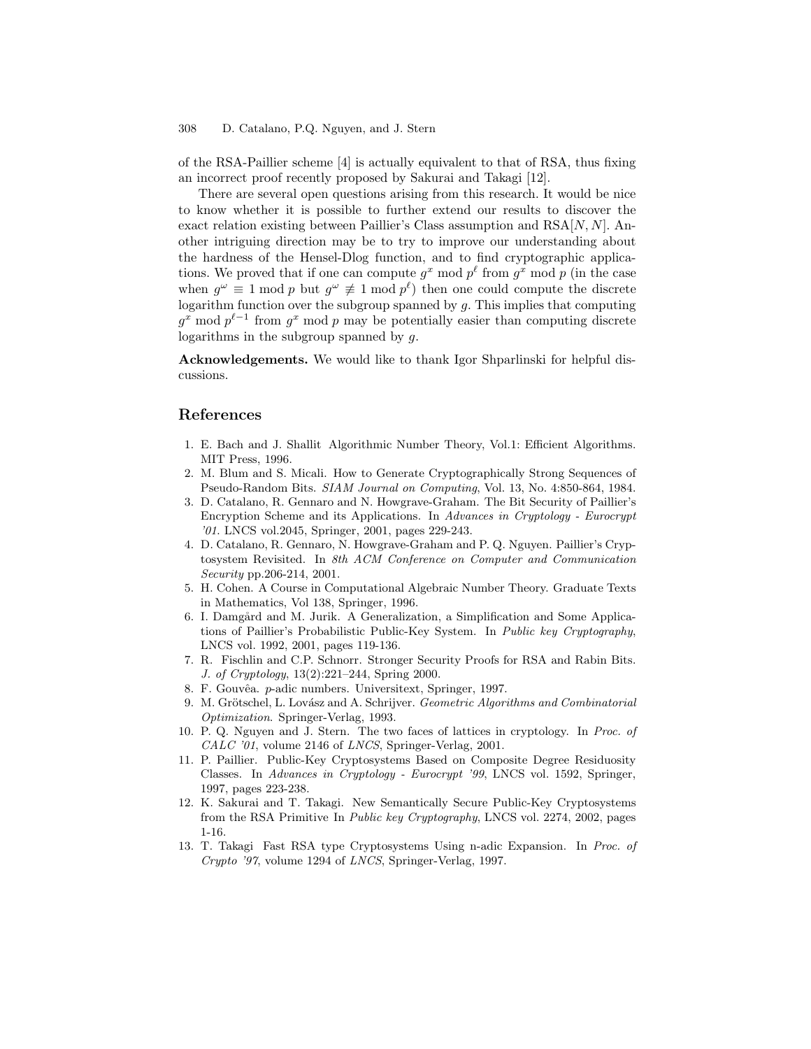of the RSA-Paillier scheme [4] is actually equivalent to that of RSA, thus fixing an incorrect proof recently proposed by Sakurai and Takagi [12].

There are several open questions arising from this research. It would be nice to know whether it is possible to further extend our results to discover the exact relation existing between Paillier's Class assumption and RSA$[N, N]$. Another intriguing direction may be to try to improve our understanding about the hardness of the Hensel-Dlog function, and to find cryptographic applications. We proved that if one can compute $g^x \bmod p^\ell$ from $g^x \bmod p$ (in the case when $g^\omega \equiv 1 \bmod p$ but $g^\omega \not\equiv 1 \bmod p^\ell$) then one could compute the discrete logarithm function over the subgroup spanned by $g$. This implies that computing $g^x \bmod p^{\ell-1}$ from $g^x \bmod p$ may be potentially easier than computing discrete logarithms in the subgroup spanned by $g$.

**Acknowledgements.** We would like to thank Igor Shparlinski for helpful discussions.

## References

1. E. Bach and J. Shallit Algorithmic Number Theory, Vol.1: Efficient Algorithms. MIT Press, 1996.
2. M. Blum and S. Micali. How to Generate Cryptographically Strong Sequences of Pseudo-Random Bits. *SIAM Journal on Computing*, Vol. 13, No. 4:850-864, 1984.
3. D. Catalano, R. Gennaro and N. Howgrave-Graham. The Bit Security of Paillier's Encryption Scheme and its Applications. In *Advances in Cryptology - Eurocrypt '01*. LNCS vol.2045, Springer, 2001, pages 229-243.
4. D. Catalano, R. Gennaro, N. Howgrave-Graham and P. Q. Nguyen. Paillier's Cryptosystem Revisited. In *8th ACM Conference on Computer and Communication Security* pp.206-214, 2001.
5. H. Cohen. A Course in Computational Algebraic Number Theory. Graduate Texts in Mathematics, Vol 138, Springer, 1996.
6. I. Damgård and M. Jurik. A Generalization, a Simplification and Some Applications of Paillier's Probabilistic Public-Key System. In *Public key Cryptography*, LNCS vol. 1992, 2001, pages 119-136.
7. R. Fischlin and C.P. Schnorr. Stronger Security Proofs for RSA and Rabin Bits. *J. of Cryptology*, 13(2):221–244, Spring 2000.
8. F. Gouvêa. *p*-adic numbers. Universitext, Springer, 1997.
9. M. Grötschel, L. Lovász and A. Schrijver. *Geometric Algorithms and Combinatorial Optimization*. Springer-Verlag, 1993.
10. P. Q. Nguyen and J. Stern. The two faces of lattices in cryptology. In *Proc. of CALC '01*, volume 2146 of *LNCS*, Springer-Verlag, 2001.
11. P. Paillier. Public-Key Cryptosystems Based on Composite Degree Residuosity Classes. In *Advances in Cryptology - Eurocrypt '99*, LNCS vol. 1592, Springer, 1997, pages 223-238.
12. K. Sakurai and T. Takagi. New Semantically Secure Public-Key Cryptosystems from the RSA Primitive In *Public key Cryptography*, LNCS vol. 2274, 2002, pages 1-16.
13. T. Takagi Fast RSA type Cryptosystems Using n-adic Expansion. In *Proc. of Crypto '97*, volume 1294 of *LNCS*, Springer-Verlag, 1997.